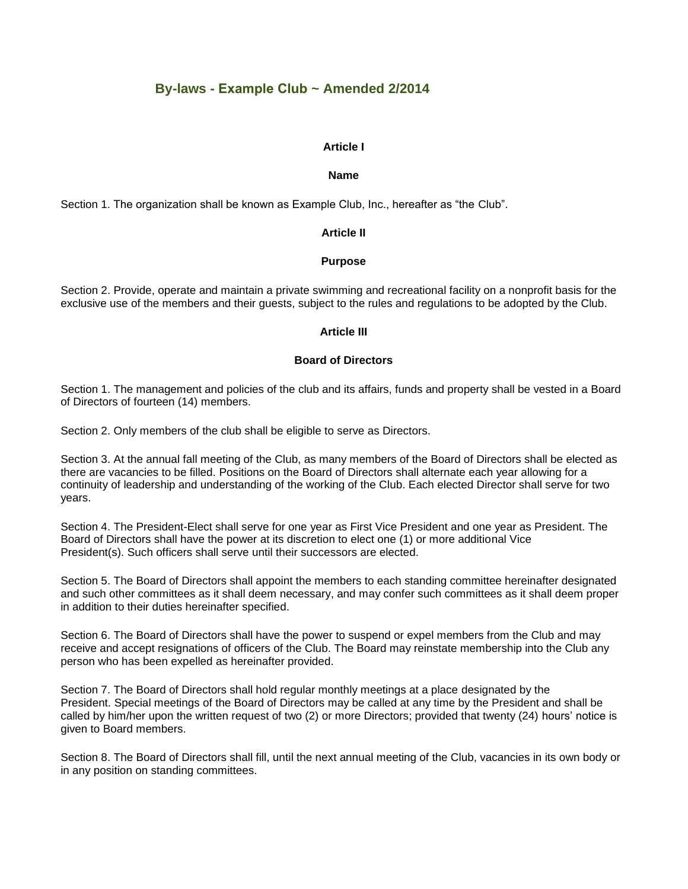# By-laws - Example Club ~ Amended 2/2014

## Article I

### Name

Section 1. The organization shall be known as Example Club, Inc., hereafter as “the Club”.

## Article II

### Purpose

Section 2. Provide, operate and maintain a private swimming and recreational facility on a nonprofit basis for the exclusive use of the members and their guests, subject to the rules and regulations to be adopted by the Club.

## Article III

### Board of Directors

Section 1. The management and policies of the club and its affairs, funds and property shall be vested in a Board of Directors of fourteen (14) members.

Section 2. Only members of the club shall be eligible to serve as Directors.

Section 3. At the annual fall meeting of the Club, as many members of the Board of Directors shall be elected as there are vacancies to be filled. Positions on the Board of Directors shall alternate each year allowing for a continuity of leadership and understanding of the working of the Club. Each elected Director shall serve for two years.

Section 4. The President-Elect shall serve for one year as First Vice President and one year as President. The Board of Directors shall have the power at its discretion to elect one (1) or more additional Vice President(s). Such officers shall serve until their successors are elected.

Section 5. The Board of Directors shall appoint the members to each standing committee hereinafter designated and such other committees as it shall deem necessary, and may confer such committees as it shall deem proper in addition to their duties hereinafter specified.

Section 6. The Board of Directors shall have the power to suspend or expel members from the Club and may receive and accept resignations of officers of the Club. The Board may reinstate membership into the Club any person who has been expelled as hereinafter provided.

Section 7. The Board of Directors shall hold regular monthly meetings at a place designated by the President. Special meetings of the Board of Directors may be called at any time by the President and shall be called by him/her upon the written request of two (2) or more Directors; provided that twenty (24) hours’ notice is given to Board members.

Section 8. The Board of Directors shall fill, until the next annual meeting of the Club, vacancies in its own body or in any position on standing committees.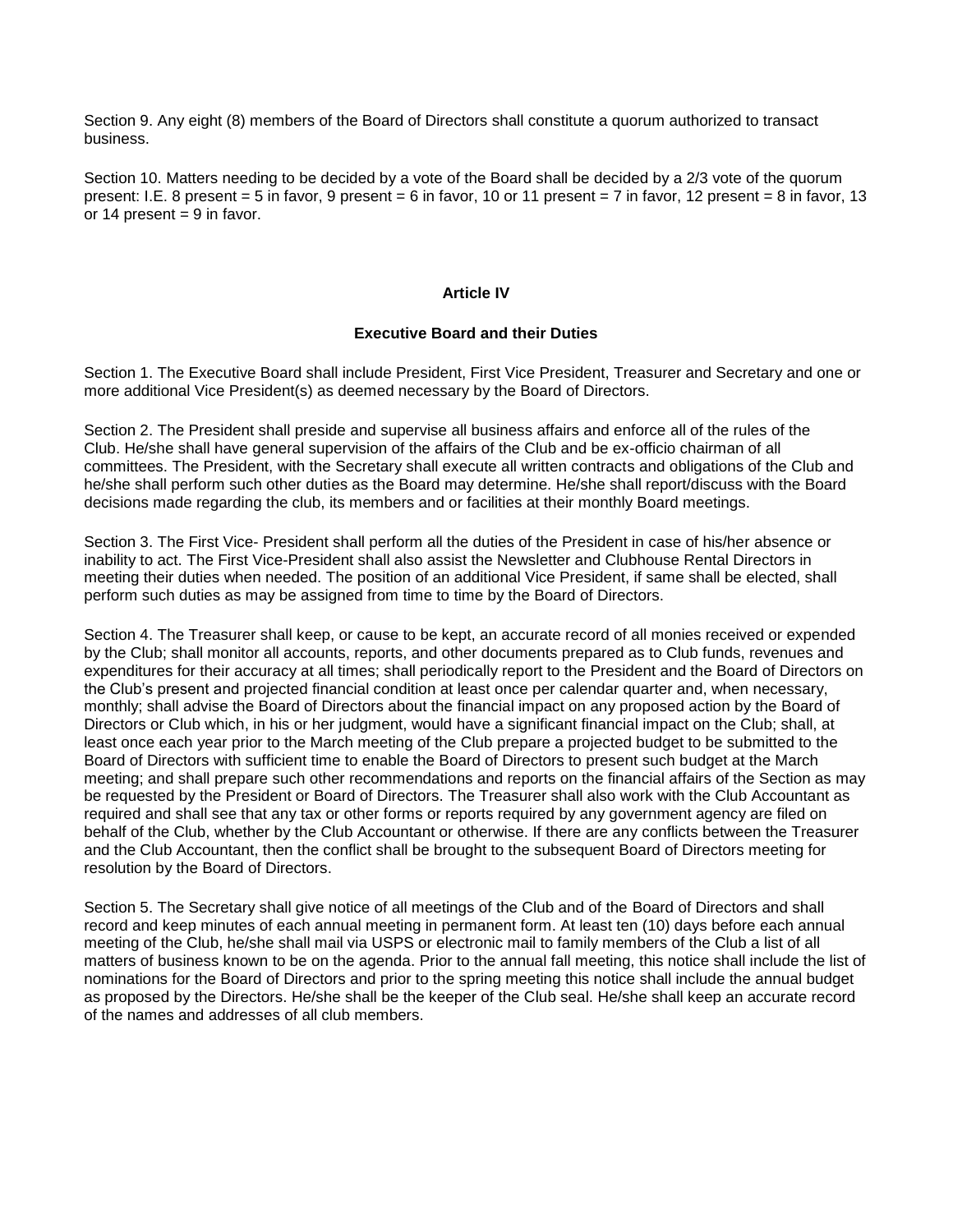Section 9. Any eight (8) members of the Board of Directors shall constitute a quorum authorized to transact business.

Section 10. Matters needing to be decided by a vote of the Board shall be decided by a 2/3 vote of the quorum present: I.E. 8 present = 5 in favor, 9 present = 6 in favor, 10 or 11 present = 7 in favor, 12 present = 8 in favor, 13 or 14 present = 9 in favor.

## Article IV

### Executive Board and their Duties

Section 1. The Executive Board shall include President, First Vice President, Treasurer and Secretary and one or more additional Vice President(s) as deemed necessary by the Board of Directors.

Section 2. The President shall preside and supervise all business affairs and enforce all of the rules of the Club. He/she shall have general supervision of the affairs of the Club and be ex-officio chairman of all committees. The President, with the Secretary shall execute all written contracts and obligations of the Club and he/she shall perform such other duties as the Board may determine. He/she shall report/discuss with the Board decisions made regarding the club, its members and or facilities at their monthly Board meetings.

Section 3. The First Vice- President shall perform all the duties of the President in case of his/her absence or inability to act. The First Vice-President shall also assist the Newsletter and Clubhouse Rental Directors in meeting their duties when needed. The position of an additional Vice President, if same shall be elected, shall perform such duties as may be assigned from time to time by the Board of Directors.

Section 4. The Treasurer shall keep, or cause to be kept, an accurate record of all monies received or expended by the Club; shall monitor all accounts, reports, and other documents prepared as to Club funds, revenues and expenditures for their accuracy at all times; shall periodically report to the President and the Board of Directors on the Club's present and projected financial condition at least once per calendar quarter and, when necessary, monthly; shall advise the Board of Directors about the financial impact on any proposed action by the Board of Directors or Club which, in his or her judgment, would have a significant financial impact on the Club; shall, at least once each year prior to the March meeting of the Club prepare a projected budget to be submitted to the Board of Directors with sufficient time to enable the Board of Directors to present such budget at the March meeting; and shall prepare such other recommendations and reports on the financial affairs of the Section as may be requested by the President or Board of Directors. The Treasurer shall also work with the Club Accountant as required and shall see that any tax or other forms or reports required by any government agency are filed on behalf of the Club, whether by the Club Accountant or otherwise. If there are any conflicts between the Treasurer and the Club Accountant, then the conflict shall be brought to the subsequent Board of Directors meeting for resolution by the Board of Directors.

Section 5. The Secretary shall give notice of all meetings of the Club and of the Board of Directors and shall record and keep minutes of each annual meeting in permanent form. At least ten (10) days before each annual meeting of the Club, he/she shall mail via USPS or electronic mail to family members of the Club a list of all matters of business known to be on the agenda. Prior to the annual fall meeting, this notice shall include the list of nominations for the Board of Directors and prior to the spring meeting this notice shall include the annual budget as proposed by the Directors. He/she shall be the keeper of the Club seal. He/she shall keep an accurate record of the names and addresses of all club members.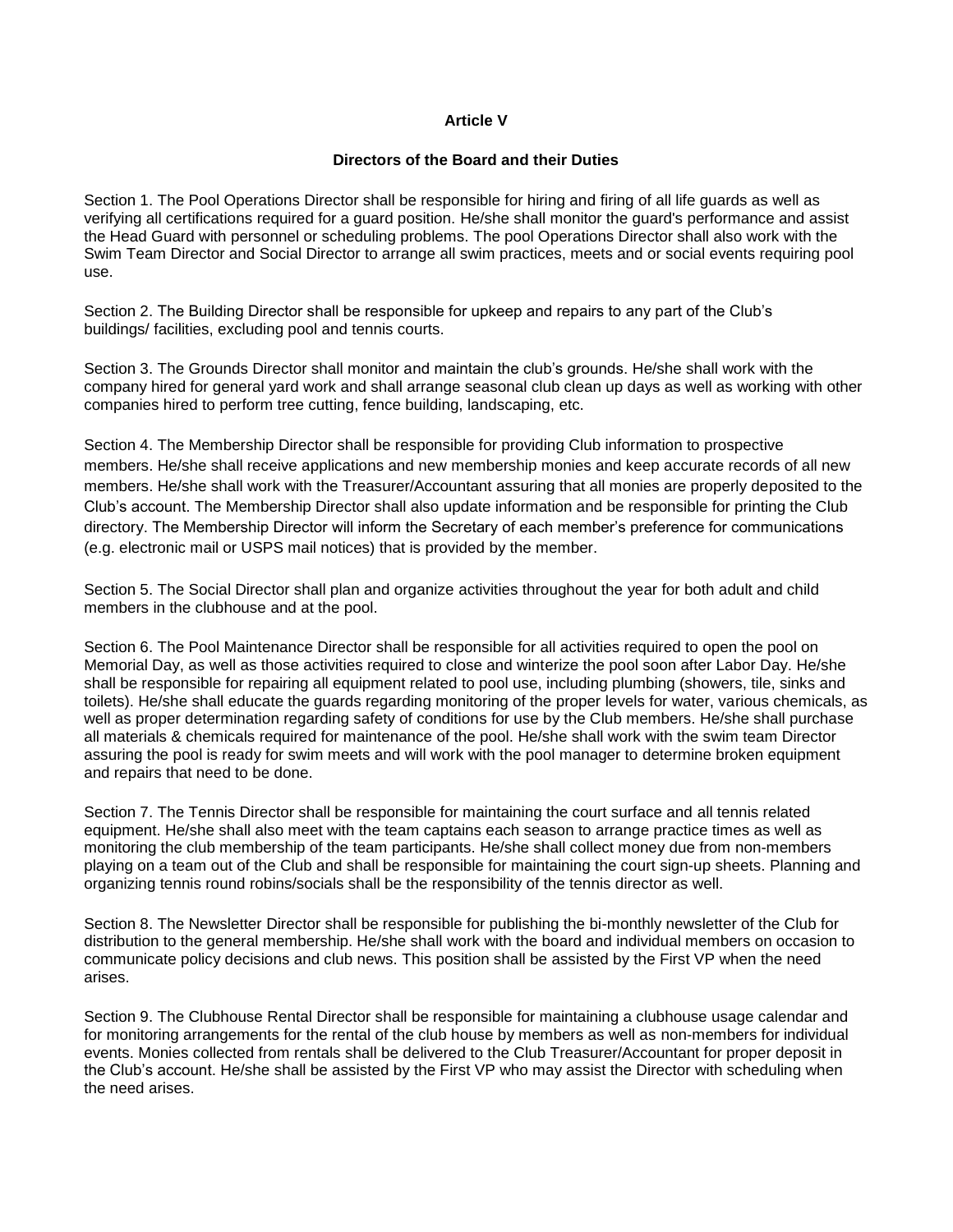**Article V**

**Directors of the Board and their Duties**

Section 1. The Pool Operations Director shall be responsible for hiring and firing of all life guards as well as verifying all certifications required for a guard position. He/she shall monitor the guard's performance and assist the Head Guard with personnel or scheduling problems. The pool Operations Director shall also work with the Swim Team Director and Social Director to arrange all swim practices, meets and or social events requiring pool use.

Section 2. The Building Director shall be responsible for upkeep and repairs to any part of the Club's buildings/ facilities, excluding pool and tennis courts.

Section 3. The Grounds Director shall monitor and maintain the club's grounds. He/she shall work with the company hired for general yard work and shall arrange seasonal club clean up days as well as working with other companies hired to perform tree cutting, fence building, landscaping, etc.

Section 4. The Membership Director shall be responsible for providing Club information to prospective members. He/she shall receive applications and new membership monies and keep accurate records of all new members. He/she shall work with the Treasurer/Accountant assuring that all monies are properly deposited to the Club's account. The Membership Director shall also update information and be responsible for printing the Club directory. The Membership Director will inform the Secretary of each member's preference for communications (e.g. electronic mail or USPS mail notices) that is provided by the member.

Section 5. The Social Director shall plan and organize activities throughout the year for both adult and child members in the clubhouse and at the pool.

Section 6. The Pool Maintenance Director shall be responsible for all activities required to open the pool on Memorial Day, as well as those activities required to close and winterize the pool soon after Labor Day. He/she shall be responsible for repairing all equipment related to pool use, including plumbing (showers, tile, sinks and toilets). He/she shall educate the guards regarding monitoring of the proper levels for water, various chemicals, as well as proper determination regarding safety of conditions for use by the Club members. He/she shall purchase all materials & chemicals required for maintenance of the pool. He/she shall work with the swim team Director assuring the pool is ready for swim meets and will work with the pool manager to determine broken equipment and repairs that need to be done.

Section 7. The Tennis Director shall be responsible for maintaining the court surface and all tennis related equipment. He/she shall also meet with the team captains each season to arrange practice times as well as monitoring the club membership of the team participants. He/she shall collect money due from non-members playing on a team out of the Club and shall be responsible for maintaining the court sign-up sheets. Planning and organizing tennis round robins/socials shall be the responsibility of the tennis director as well.

Section 8. The Newsletter Director shall be responsible for publishing the bi-monthly newsletter of the Club for distribution to the general membership. He/she shall work with the board and individual members on occasion to communicate policy decisions and club news. This position shall be assisted by the First VP when the need arises.

Section 9. The Clubhouse Rental Director shall be responsible for maintaining a clubhouse usage calendar and for monitoring arrangements for the rental of the club house by members as well as non-members for individual events. Monies collected from rentals shall be delivered to the Club Treasurer/Accountant for proper deposit in the Club's account. He/she shall be assisted by the First VP who may assist the Director with scheduling when the need arises.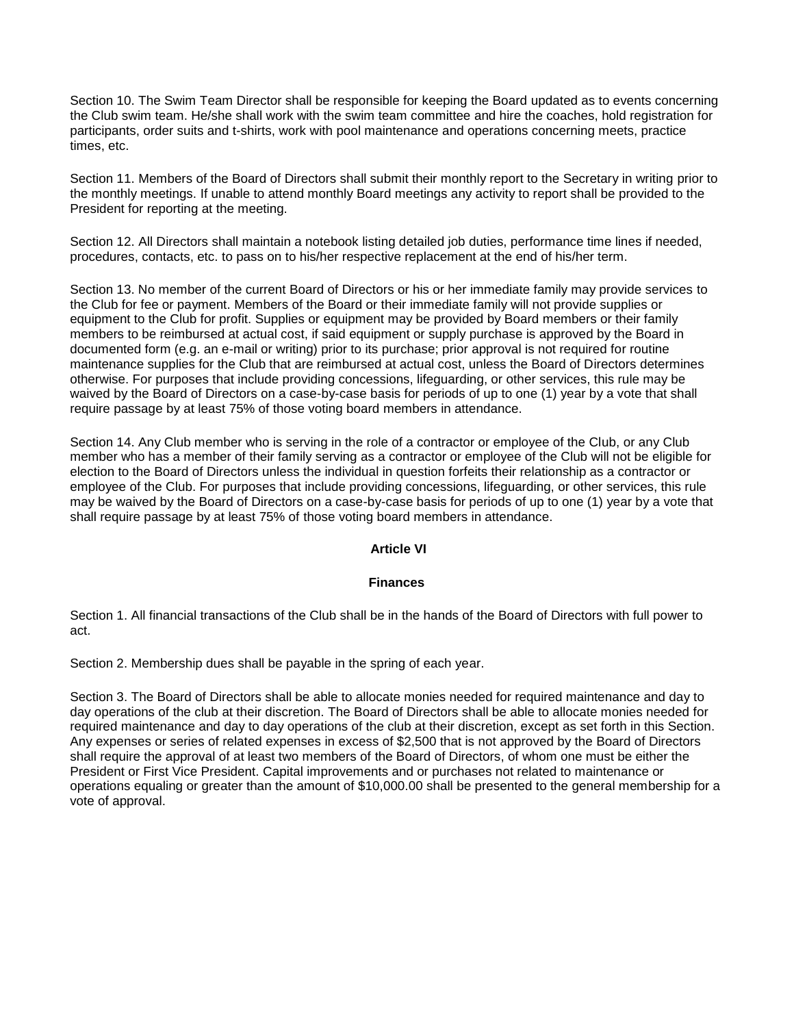Section 10. The Swim Team Director shall be responsible for keeping the Board updated as to events concerning the Club swim team. He/she shall work with the swim team committee and hire the coaches, hold registration for participants, order suits and t-shirts, work with pool maintenance and operations concerning meets, practice times, etc.

Section 11. Members of the Board of Directors shall submit their monthly report to the Secretary in writing prior to the monthly meetings. If unable to attend monthly Board meetings any activity to report shall be provided to the President for reporting at the meeting.

Section 12. All Directors shall maintain a notebook listing detailed job duties, performance time lines if needed, procedures, contacts, etc. to pass on to his/her respective replacement at the end of his/her term.

Section 13. No member of the current Board of Directors or his or her immediate family may provide services to the Club for fee or payment. Members of the Board or their immediate family will not provide supplies or equipment to the Club for profit. Supplies or equipment may be provided by Board members or their family members to be reimbursed at actual cost, if said equipment or supply purchase is approved by the Board in documented form (e.g. an e-mail or writing) prior to its purchase; prior approval is not required for routine maintenance supplies for the Club that are reimbursed at actual cost, unless the Board of Directors determines otherwise. For purposes that include providing concessions, lifeguarding, or other services, this rule may be waived by the Board of Directors on a case-by-case basis for periods of up to one (1) year by a vote that shall require passage by at least 75% of those voting board members in attendance.

Section 14. Any Club member who is serving in the role of a contractor or employee of the Club, or any Club member who has a member of their family serving as a contractor or employee of the Club will not be eligible for election to the Board of Directors unless the individual in question forfeits their relationship as a contractor or employee of the Club. For purposes that include providing concessions, lifeguarding, or other services, this rule may be waived by the Board of Directors on a case-by-case basis for periods of up to one (1) year by a vote that shall require passage by at least 75% of those voting board members in attendance.

## Article VI

## Finances

Section 1. All financial transactions of the Club shall be in the hands of the Board of Directors with full power to act.

Section 2. Membership dues shall be payable in the spring of each year.

Section 3. The Board of Directors shall be able to allocate monies needed for required maintenance and day to day operations of the club at their discretion. The Board of Directors shall be able to allocate monies needed for required maintenance and day to day operations of the club at their discretion, except as set forth in this Section. Any expenses or series of related expenses in excess of $2,500 that is not approved by the Board of Directors shall require the approval of at least two members of the Board of Directors, of whom one must be either the President or First Vice President. Capital improvements and or purchases not related to maintenance or operations equaling or greater than the amount of $10,000.00 shall be presented to the general membership for a vote of approval.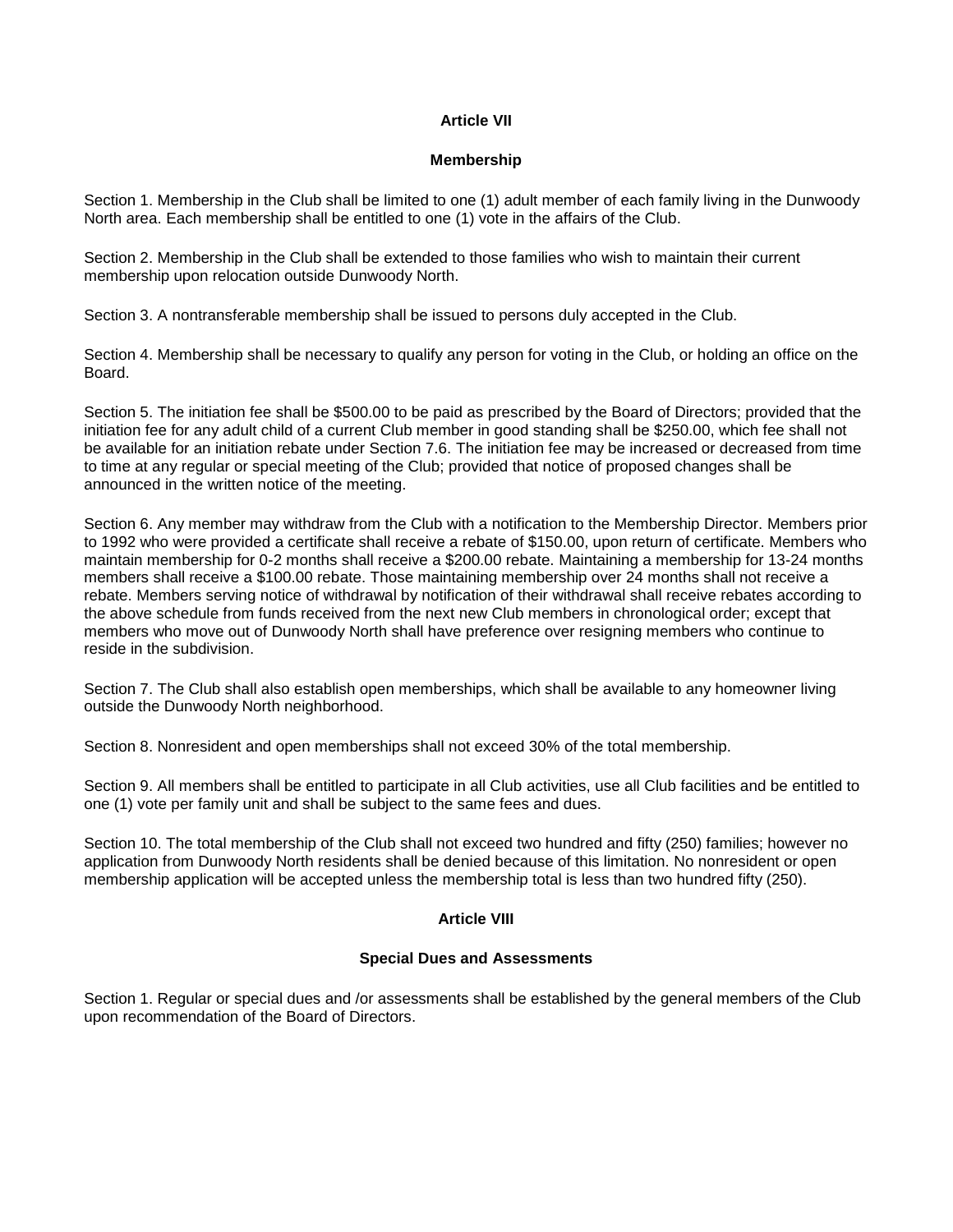## Article VII

## Membership

Section 1. Membership in the Club shall be limited to one (1) adult member of each family living in the Dunwoody North area. Each membership shall be entitled to one (1) vote in the affairs of the Club.

Section 2. Membership in the Club shall be extended to those families who wish to maintain their current membership upon relocation outside Dunwoody North.

Section 3. A nontransferable membership shall be issued to persons duly accepted in the Club.

Section 4. Membership shall be necessary to qualify any person for voting in the Club, or holding an office on the Board.

Section 5. The initiation fee shall be $500.00 to be paid as prescribed by the Board of Directors; provided that the initiation fee for any adult child of a current Club member in good standing shall be $250.00, which fee shall not be available for an initiation rebate under Section 7.6. The initiation fee may be increased or decreased from time to time at any regular or special meeting of the Club; provided that notice of proposed changes shall be announced in the written notice of the meeting.

Section 6. Any member may withdraw from the Club with a notification to the Membership Director. Members prior to 1992 who were provided a certificate shall receive a rebate of $150.00, upon return of certificate. Members who maintain membership for 0-2 months shall receive a $200.00 rebate. Maintaining a membership for 13-24 months members shall receive a $100.00 rebate. Those maintaining membership over 24 months shall not receive a rebate. Members serving notice of withdrawal by notification of their withdrawal shall receive rebates according to the above schedule from funds received from the next new Club members in chronological order; except that members who move out of Dunwoody North shall have preference over resigning members who continue to reside in the subdivision.

Section 7. The Club shall also establish open memberships, which shall be available to any homeowner living outside the Dunwoody North neighborhood.

Section 8. Nonresident and open memberships shall not exceed 30% of the total membership.

Section 9. All members shall be entitled to participate in all Club activities, use all Club facilities and be entitled to one (1) vote per family unit and shall be subject to the same fees and dues.

Section 10. The total membership of the Club shall not exceed two hundred and fifty (250) families; however no application from Dunwoody North residents shall be denied because of this limitation. No nonresident or open membership application will be accepted unless the membership total is less than two hundred fifty (250).

## Article VIII

## Special Dues and Assessments

Section 1. Regular or special dues and /or assessments shall be established by the general members of the Club upon recommendation of the Board of Directors.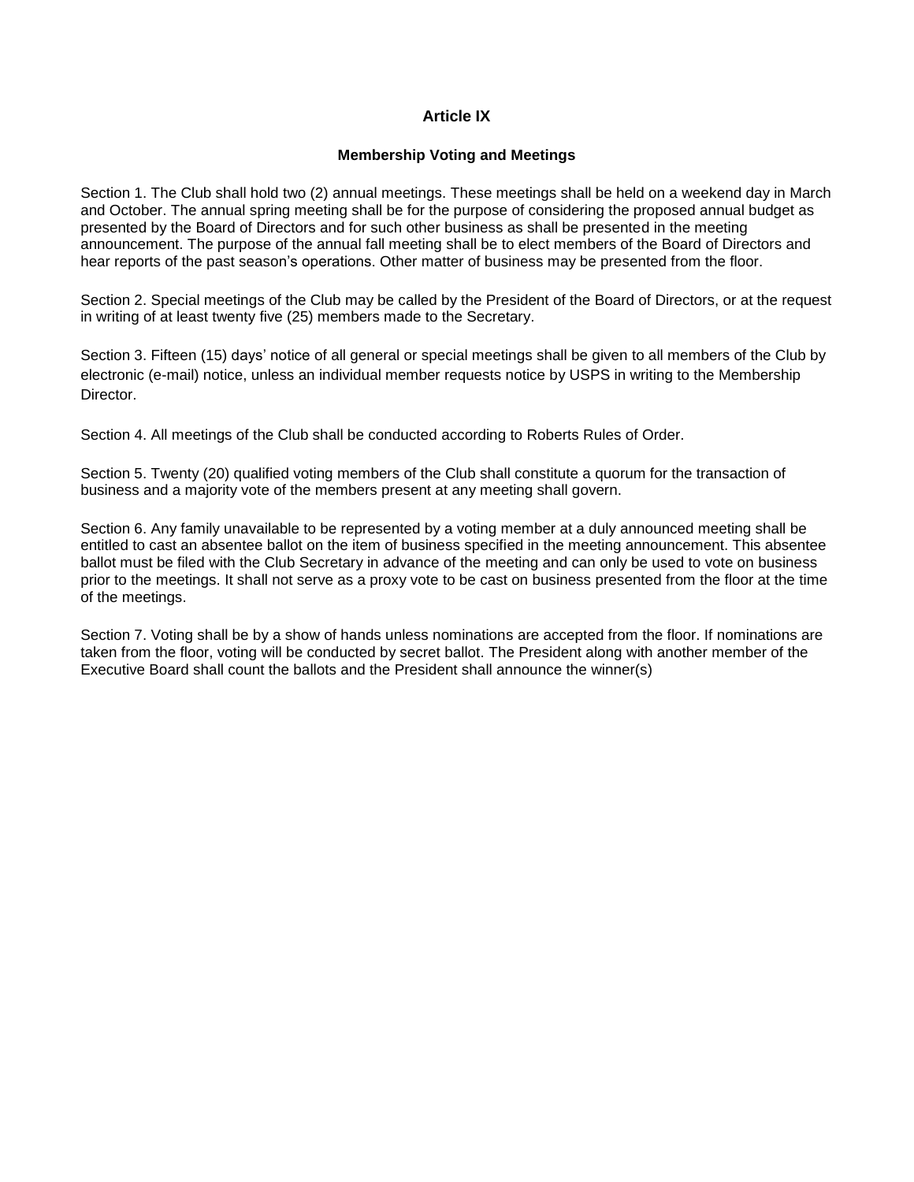# Article IX

## Membership Voting and Meetings

Section 1. The Club shall hold two (2) annual meetings. These meetings shall be held on a weekend day in March and October. The annual spring meeting shall be for the purpose of considering the proposed annual budget as presented by the Board of Directors and for such other business as shall be presented in the meeting announcement. The purpose of the annual fall meeting shall be to elect members of the Board of Directors and hear reports of the past season's operations. Other matter of business may be presented from the floor.

Section 2. Special meetings of the Club may be called by the President of the Board of Directors, or at the request in writing of at least twenty five (25) members made to the Secretary.

Section 3. Fifteen (15) days' notice of all general or special meetings shall be given to all members of the Club by electronic (e-mail) notice, unless an individual member requests notice by USPS in writing to the Membership Director.

Section 4. All meetings of the Club shall be conducted according to Roberts Rules of Order.

Section 5. Twenty (20) qualified voting members of the Club shall constitute a quorum for the transaction of business and a majority vote of the members present at any meeting shall govern.

Section 6. Any family unavailable to be represented by a voting member at a duly announced meeting shall be entitled to cast an absentee ballot on the item of business specified in the meeting announcement. This absentee ballot must be filed with the Club Secretary in advance of the meeting and can only be used to vote on business prior to the meetings. It shall not serve as a proxy vote to be cast on business presented from the floor at the time of the meetings.

Section 7. Voting shall be by a show of hands unless nominations are accepted from the floor. If nominations are taken from the floor, voting will be conducted by secret ballot. The President along with another member of the Executive Board shall count the ballots and the President shall announce the winner(s)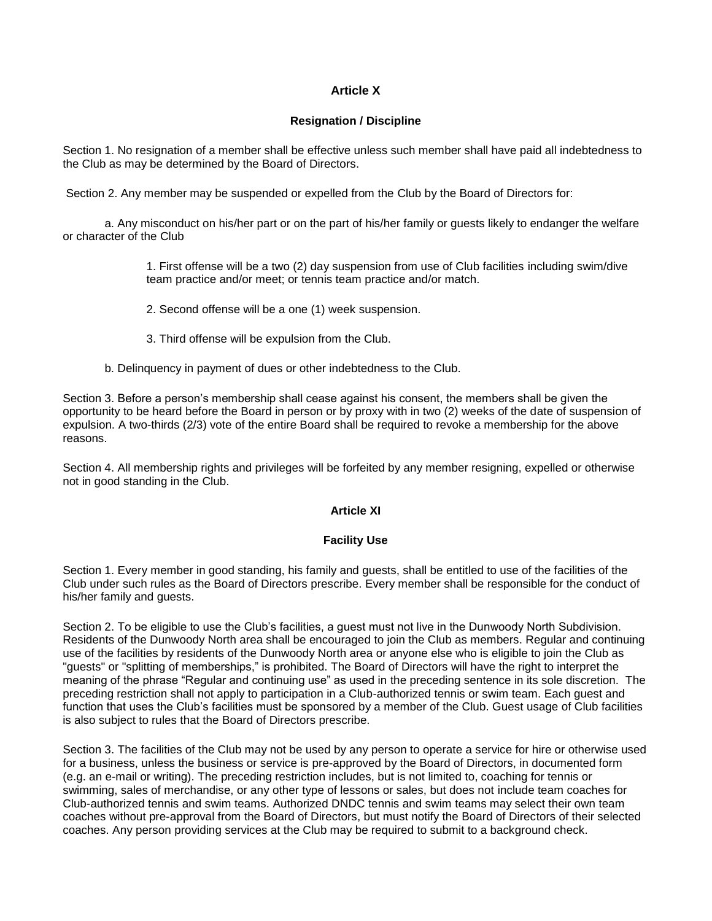## Article X

### Resignation / Discipline

Section 1. No resignation of a member shall be effective unless such member shall have paid all indebtedness to the Club as may be determined by the Board of Directors.

Section 2. Any member may be suspended or expelled from the Club by the Board of Directors for:

a. Any misconduct on his/her part or on the part of his/her family or guests likely to endanger the welfare or character of the Club

1. First offense will be a two (2) day suspension from use of Club facilities including swim/dive team practice and/or meet; or tennis team practice and/or match.

2. Second offense will be a one (1) week suspension.

3. Third offense will be expulsion from the Club.

b. Delinquency in payment of dues or other indebtedness to the Club.

Section 3. Before a person's membership shall cease against his consent, the members shall be given the opportunity to be heard before the Board in person or by proxy with in two (2) weeks of the date of suspension of expulsion. A two-thirds (2/3) vote of the entire Board shall be required to revoke a membership for the above reasons.

Section 4. All membership rights and privileges will be forfeited by any member resigning, expelled or otherwise not in good standing in the Club.

## Article XI

### Facility Use

Section 1. Every member in good standing, his family and guests, shall be entitled to use of the facilities of the Club under such rules as the Board of Directors prescribe. Every member shall be responsible for the conduct of his/her family and guests.

Section 2. To be eligible to use the Club's facilities, a guest must not live in the Dunwoody North Subdivision. Residents of the Dunwoody North area shall be encouraged to join the Club as members. Regular and continuing use of the facilities by residents of the Dunwoody North area or anyone else who is eligible to join the Club as "guests" or "splitting of memberships," is prohibited. The Board of Directors will have the right to interpret the meaning of the phrase "Regular and continuing use" as used in the preceding sentence in its sole discretion. The preceding restriction shall not apply to participation in a Club-authorized tennis or swim team. Each guest and function that uses the Club's facilities must be sponsored by a member of the Club. Guest usage of Club facilities is also subject to rules that the Board of Directors prescribe.

Section 3. The facilities of the Club may not be used by any person to operate a service for hire or otherwise used for a business, unless the business or service is pre-approved by the Board of Directors, in documented form (e.g. an e-mail or writing). The preceding restriction includes, but is not limited to, coaching for tennis or swimming, sales of merchandise, or any other type of lessons or sales, but does not include team coaches for Club-authorized tennis and swim teams. Authorized DNDC tennis and swim teams may select their own team coaches without pre-approval from the Board of Directors, but must notify the Board of Directors of their selected coaches. Any person providing services at the Club may be required to submit to a background check.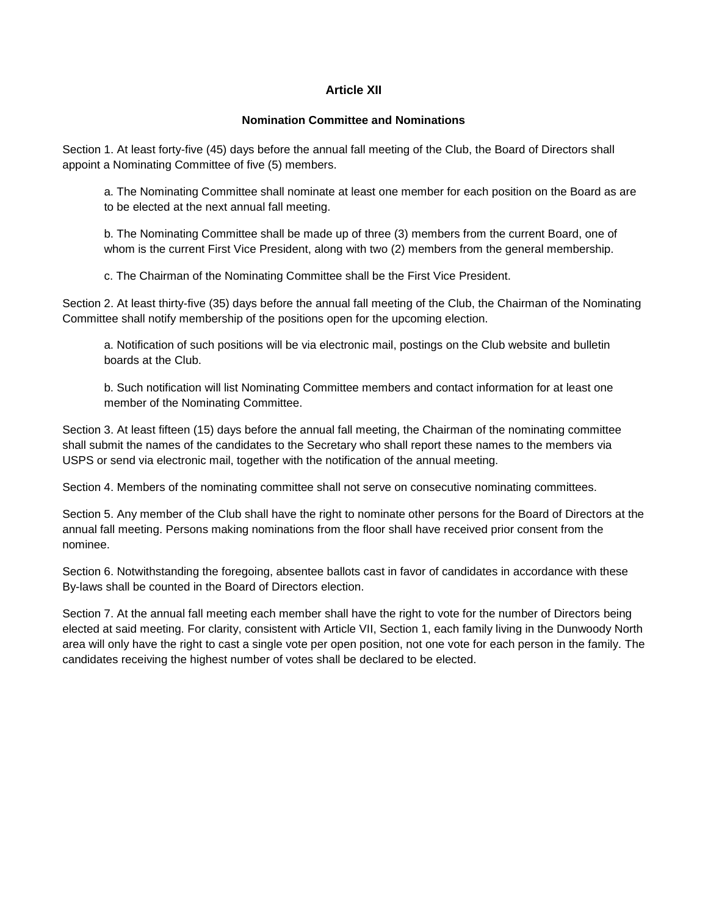## Article XII

### Nomination Committee and Nominations

Section 1. At least forty-five (45) days before the annual fall meeting of the Club, the Board of Directors shall appoint a Nominating Committee of five (5) members.

> a. The Nominating Committee shall nominate at least one member for each position on the Board as are to be elected at the next annual fall meeting.
>
> b. The Nominating Committee shall be made up of three (3) members from the current Board, one of whom is the current First Vice President, along with two (2) members from the general membership.
>
> c. The Chairman of the Nominating Committee shall be the First Vice President.

Section 2. At least thirty-five (35) days before the annual fall meeting of the Club, the Chairman of the Nominating Committee shall notify membership of the positions open for the upcoming election.

> a. Notification of such positions will be via electronic mail, postings on the Club website and bulletin boards at the Club.
>
> b. Such notification will list Nominating Committee members and contact information for at least one member of the Nominating Committee.

Section 3. At least fifteen (15) days before the annual fall meeting, the Chairman of the nominating committee shall submit the names of the candidates to the Secretary who shall report these names to the members via USPS or send via electronic mail, together with the notification of the annual meeting.

Section 4. Members of the nominating committee shall not serve on consecutive nominating committees.

Section 5. Any member of the Club shall have the right to nominate other persons for the Board of Directors at the annual fall meeting. Persons making nominations from the floor shall have received prior consent from the nominee.

Section 6. Notwithstanding the foregoing, absentee ballots cast in favor of candidates in accordance with these By-laws shall be counted in the Board of Directors election.

Section 7. At the annual fall meeting each member shall have the right to vote for the number of Directors being elected at said meeting. For clarity, consistent with Article VII, Section 1, each family living in the Dunwoody North area will only have the right to cast a single vote per open position, not one vote for each person in the family. The candidates receiving the highest number of votes shall be declared to be elected.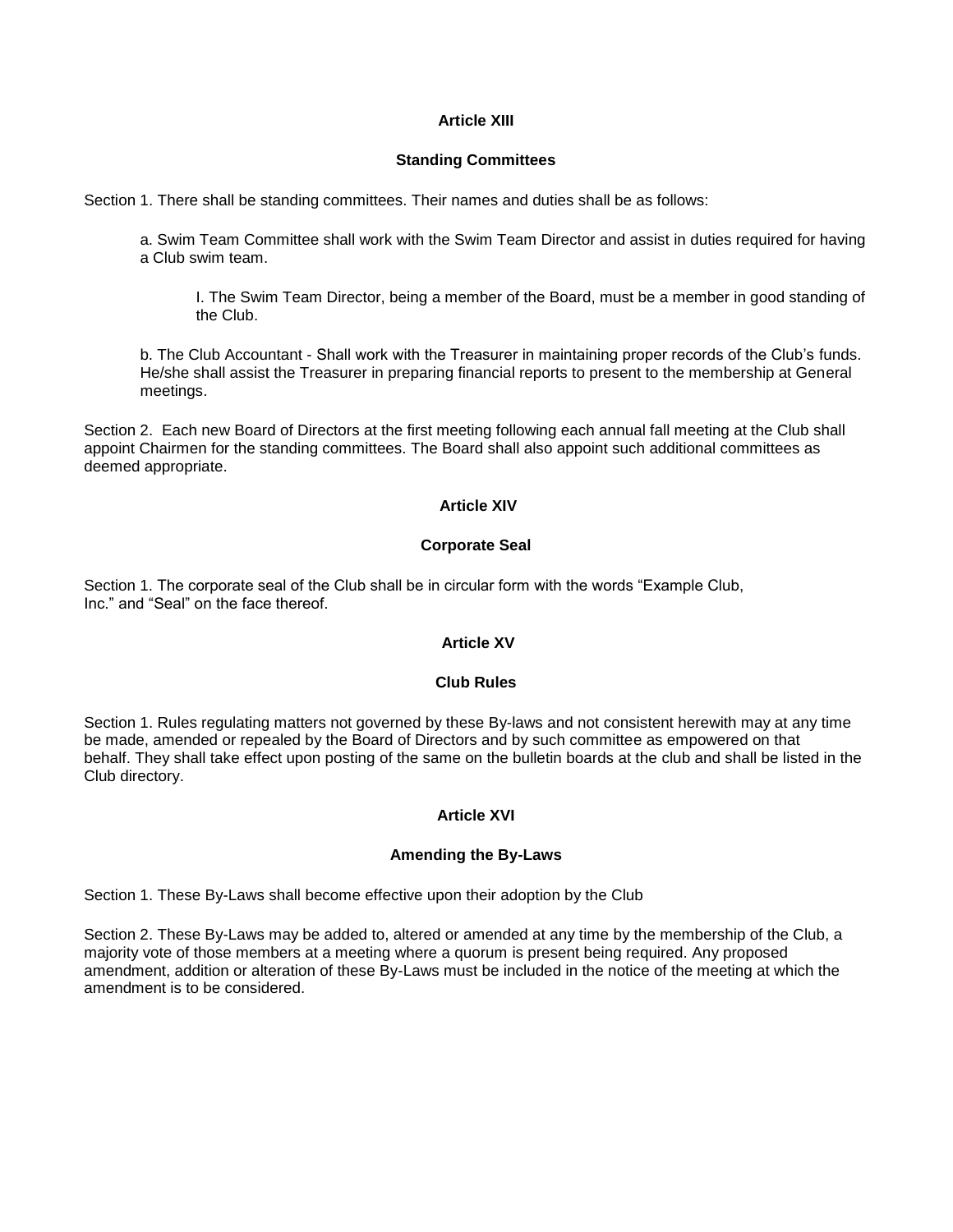## Article XIII

### Standing Committees

Section 1. There shall be standing committees. Their names and duties shall be as follows:

a. Swim Team Committee shall work with the Swim Team Director and assist in duties required for having a Club swim team.

I. The Swim Team Director, being a member of the Board, must be a member in good standing of the Club.

b. The Club Accountant - Shall work with the Treasurer in maintaining proper records of the Club's funds. He/she shall assist the Treasurer in preparing financial reports to present to the membership at General meetings.

Section 2. Each new Board of Directors at the first meeting following each annual fall meeting at the Club shall appoint Chairmen for the standing committees. The Board shall also appoint such additional committees as deemed appropriate.

## Article XIV

### Corporate Seal

Section 1. The corporate seal of the Club shall be in circular form with the words "Example Club, Inc." and "Seal" on the face thereof.

## Article XV

### Club Rules

Section 1. Rules regulating matters not governed by these By-laws and not consistent herewith may at any time be made, amended or repealed by the Board of Directors and by such committee as empowered on that behalf. They shall take effect upon posting of the same on the bulletin boards at the club and shall be listed in the Club directory.

## Article XVI

### Amending the By-Laws

Section 1. These By-Laws shall become effective upon their adoption by the Club

Section 2. These By-Laws may be added to, altered or amended at any time by the membership of the Club, a majority vote of those members at a meeting where a quorum is present being required. Any proposed amendment, addition or alteration of these By-Laws must be included in the notice of the meeting at which the amendment is to be considered.